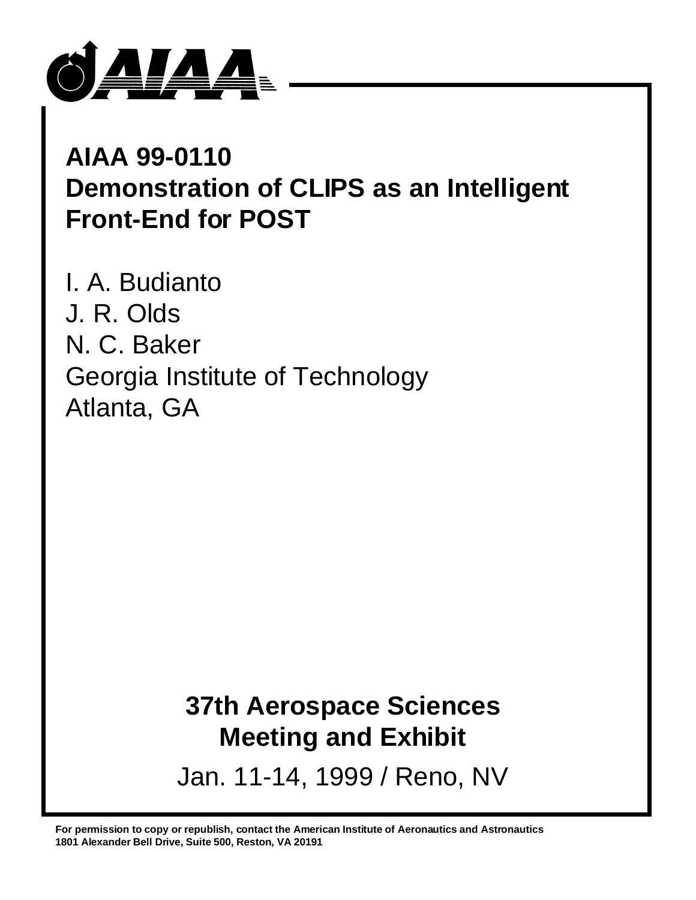# AIAA 99-0110
# Demonstration of CLIPS as an Intelligent Front-End for POST

I. A. Budianto
J. R. Olds
N. C. Baker
Georgia Institute of Technology
Atlanta, GA

## 37th Aerospace Sciences Meeting and Exhibit

Jan. 11-14, 1999 / Reno, NV

**For permission to copy or republish, contact the American Institute of Aeronautics and Astronautics**
**1801 Alexander Bell Drive, Suite 500, Reston, VA 20191**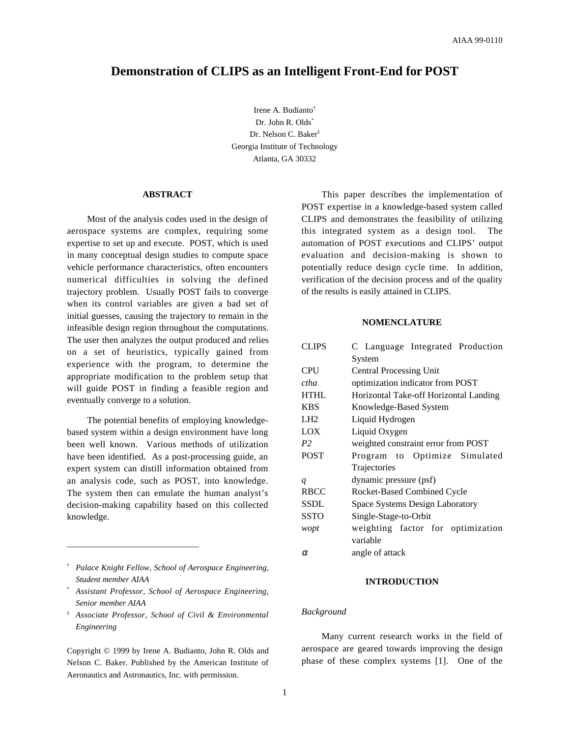# Demonstration of CLIPS as an Intelligent Front-End for POST

Irene A. Budianto[†]
Dr. John R. Olds[*]
Dr. Nelson C. Baker[‡]
Georgia Institute of Technology
Atlanta, GA 30332

## ABSTRACT

Most of the analysis codes used in the design of aerospace systems are complex, requiring some expertise to set up and execute. POST, which is used in many conceptual design studies to compute space vehicle performance characteristics, often encounters numerical difficulties in solving the defined trajectory problem. Usually POST fails to converge when its control variables are given a bad set of initial guesses, causing the trajectory to remain in the infeasible design region throughout the computations. The user then analyzes the output produced and relies on a set of heuristics, typically gained from experience with the program, to determine the appropriate modification to the problem setup that will guide POST in finding a feasible region and eventually converge to a solution.

The potential benefits of employing knowledge-based system within a design environment have long been well known. Various methods of utilization have been identified. As a post-processing guide, an expert system can distill information obtained from an analysis code, such as POST, into knowledge. The system then can emulate the human analyst's decision-making capability based on this collected knowledge.

This paper describes the implementation of POST expertise in a knowledge-based system called CLIPS and demonstrates the feasibility of utilizing this integrated system as a design tool. The automation of POST executions and CLIPS' output evaluation and decision-making is shown to potentially reduce design cycle time. In addition, verification of the decision process and of the quality of the results is easily attained in CLIPS.

## NOMENCLATURE

| | |
|---|---|
| CLIPS | C Language Integrated Production System |
| CPU | Central Processing Unit |
| *ctha* | optimization indicator from POST |
| HTHL | Horizontal Take-off Horizontal Landing |
| KBS | Knowledge-Based System |
| LH2 | Liquid Hydrogen |
| LOX | Liquid Oxygen |
| *P2* | weighted constraint error from POST |
| POST | Program to Optimize Simulated Trajectories |
| *q* | dynamic pressure (psf) |
| RBCC | Rocket-Based Combined Cycle |
| SSDL | Space Systems Design Laboratory |
| SSTO | Single-Stage-to-Orbit |
| *wopt* | weighting factor for optimization variable |
| $\alpha$ | angle of attack |

## INTRODUCTION

### *Background*

Many current research works in the field of aerospace are geared towards improving the design phase of these complex systems [1]. One of the

---

† *Palace Knight Fellow, School of Aerospace Engineering, Student member AIAA*

\* *Assistant Professor, School of Aerospace Engineering, Senior member AIAA*

‡ *Associate Professor, School of Civil & Environmental Engineering*

Copyright © 1999 by Irene A. Budianto, John R. Olds and Nelson C. Baker. Published by the American Institute of Aeronautics and Astronautics, Inc. with permission.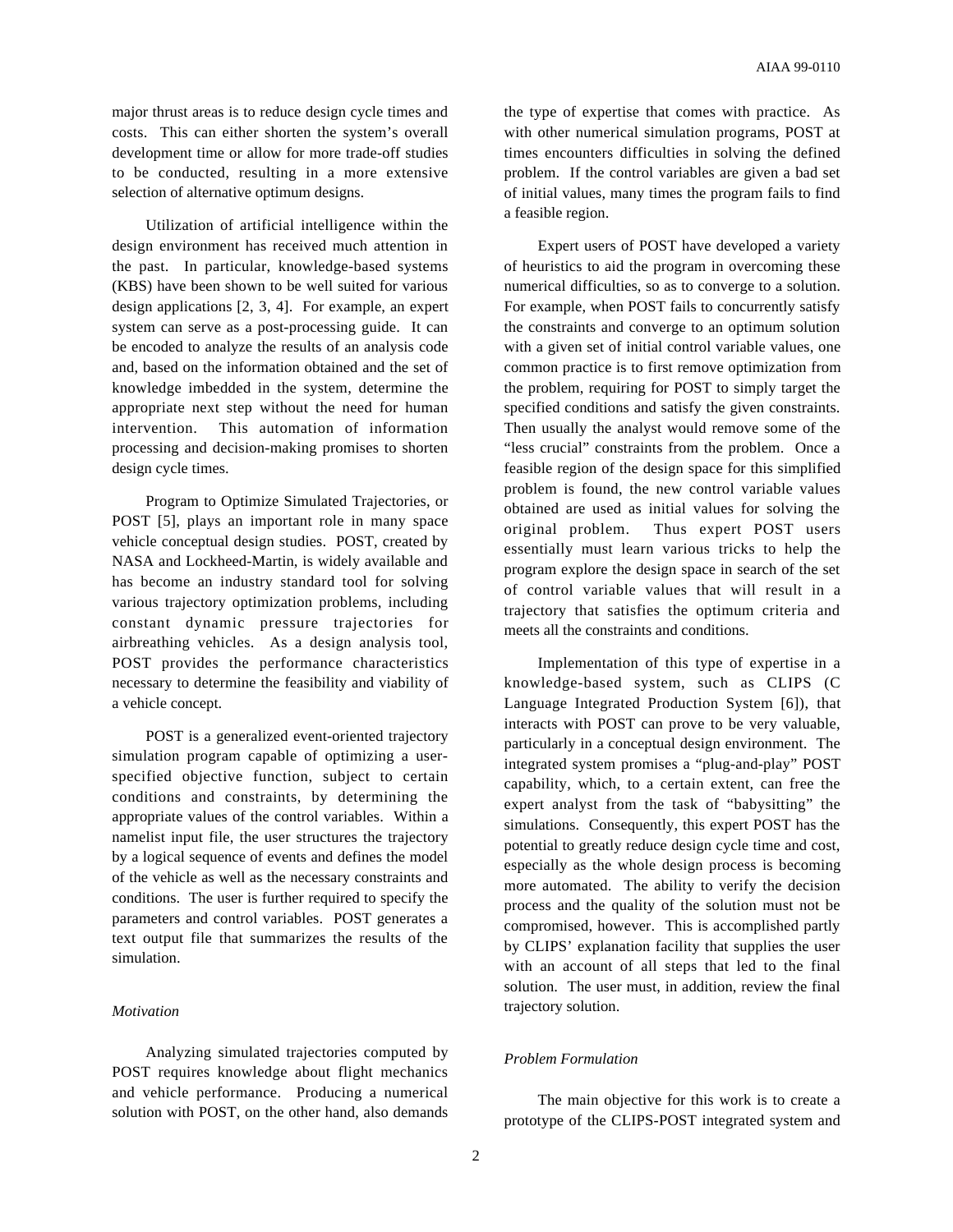major thrust areas is to reduce design cycle times and costs. This can either shorten the system's overall development time or allow for more trade-off studies to be conducted, resulting in a more extensive selection of alternative optimum designs.

Utilization of artificial intelligence within the design environment has received much attention in the past. In particular, knowledge-based systems (KBS) have been shown to be well suited for various design applications [2, 3, 4]. For example, an expert system can serve as a post-processing guide. It can be encoded to analyze the results of an analysis code and, based on the information obtained and the set of knowledge imbedded in the system, determine the appropriate next step without the need for human intervention. This automation of information processing and decision-making promises to shorten design cycle times.

Program to Optimize Simulated Trajectories, or POST [5], plays an important role in many space vehicle conceptual design studies. POST, created by NASA and Lockheed-Martin, is widely available and has become an industry standard tool for solving various trajectory optimization problems, including constant dynamic pressure trajectories for airbreathing vehicles. As a design analysis tool, POST provides the performance characteristics necessary to determine the feasibility and viability of a vehicle concept.

POST is a generalized event-oriented trajectory simulation program capable of optimizing a user-specified objective function, subject to certain conditions and constraints, by determining the appropriate values of the control variables. Within a namelist input file, the user structures the trajectory by a logical sequence of events and defines the model of the vehicle as well as the necessary constraints and conditions. The user is further required to specify the parameters and control variables. POST generates a text output file that summarizes the results of the simulation.

*Motivation*

Analyzing simulated trajectories computed by POST requires knowledge about flight mechanics and vehicle performance. Producing a numerical solution with POST, on the other hand, also demands the type of expertise that comes with practice. As with other numerical simulation programs, POST at times encounters difficulties in solving the defined problem. If the control variables are given a bad set of initial values, many times the program fails to find a feasible region.

Expert users of POST have developed a variety of heuristics to aid the program in overcoming these numerical difficulties, so as to converge to a solution. For example, when POST fails to concurrently satisfy the constraints and converge to an optimum solution with a given set of initial control variable values, one common practice is to first remove optimization from the problem, requiring for POST to simply target the specified conditions and satisfy the given constraints. Then usually the analyst would remove some of the "less crucial" constraints from the problem. Once a feasible region of the design space for this simplified problem is found, the new control variable values obtained are used as initial values for solving the original problem. Thus expert POST users essentially must learn various tricks to help the program explore the design space in search of the set of control variable values that will result in a trajectory that satisfies the optimum criteria and meets all the constraints and conditions.

Implementation of this type of expertise in a knowledge-based system, such as CLIPS (C Language Integrated Production System [6]), that interacts with POST can prove to be very valuable, particularly in a conceptual design environment. The integrated system promises a "plug-and-play" POST capability, which, to a certain extent, can free the expert analyst from the task of "babysitting" the simulations. Consequently, this expert POST has the potential to greatly reduce design cycle time and cost, especially as the whole design process is becoming more automated. The ability to verify the decision process and the quality of the solution must not be compromised, however. This is accomplished partly by CLIPS' explanation facility that supplies the user with an account of all steps that led to the final solution. The user must, in addition, review the final trajectory solution.

*Problem Formulation*

The main objective for this work is to create a prototype of the CLIPS-POST integrated system and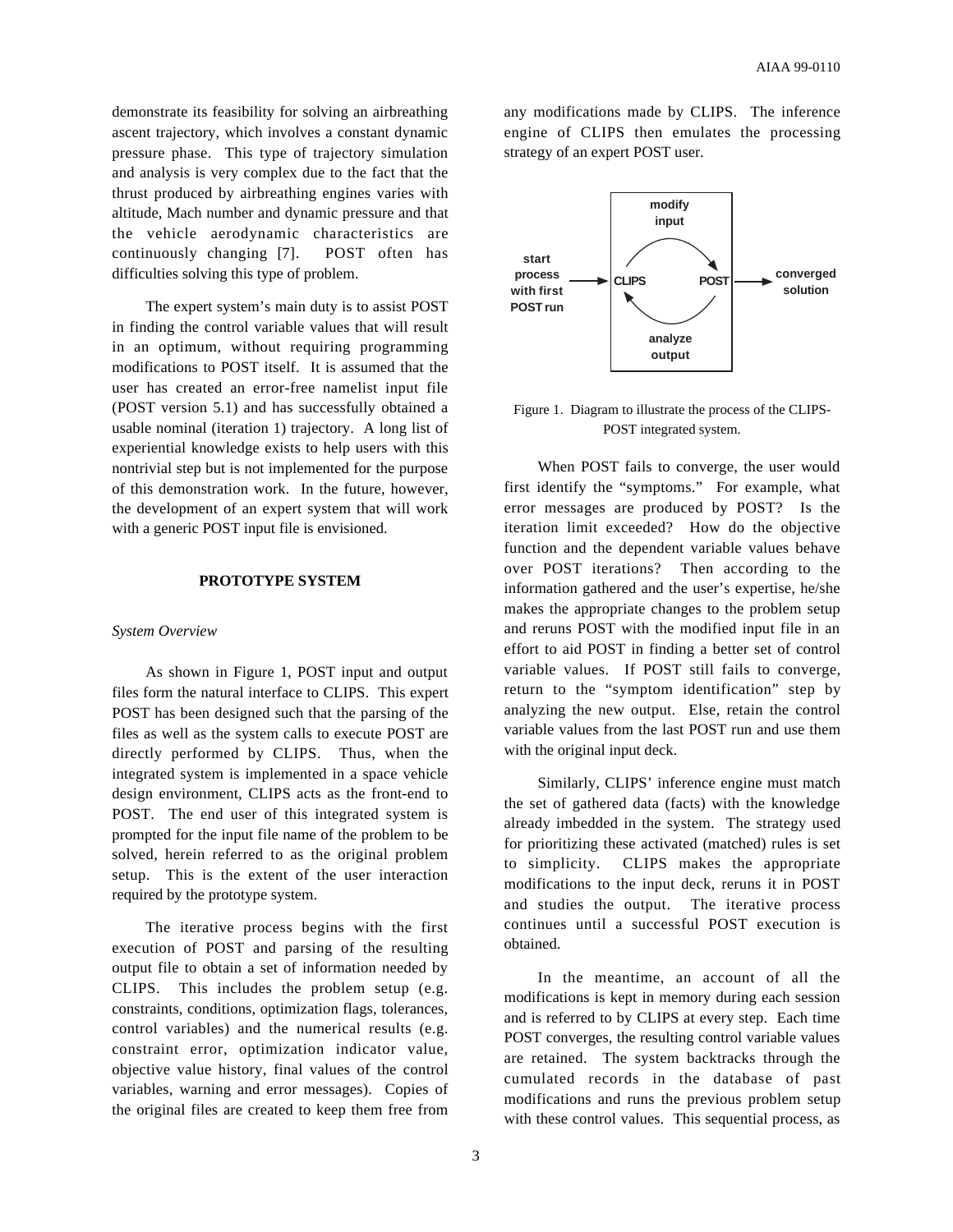demonstrate its feasibility for solving an airbreathing ascent trajectory, which involves a constant dynamic pressure phase. This type of trajectory simulation and analysis is very complex due to the fact that the thrust produced by airbreathing engines varies with altitude, Mach number and dynamic pressure and that the vehicle aerodynamic characteristics are continuously changing [7]. POST often has difficulties solving this type of problem.

The expert system's main duty is to assist POST in finding the control variable values that will result in an optimum, without requiring programming modifications to POST itself. It is assumed that the user has created an error-free namelist input file (POST version 5.1) and has successfully obtained a usable nominal (iteration 1) trajectory. A long list of experiential knowledge exists to help users with this nontrivial step but is not implemented for the purpose of this demonstration work. In the future, however, the development of an expert system that will work with a generic POST input file is envisioned.

## PROTOTYPE SYSTEM

### *System Overview*

As shown in Figure 1, POST input and output files form the natural interface to CLIPS. This expert POST has been designed such that the parsing of the files as well as the system calls to execute POST are directly performed by CLIPS. Thus, when the integrated system is implemented in a space vehicle design environment, CLIPS acts as the front-end to POST. The end user of this integrated system is prompted for the input file name of the problem to be solved, herein referred to as the original problem setup. This is the extent of the user interaction required by the prototype system.

The iterative process begins with the first execution of POST and parsing of the resulting output file to obtain a set of information needed by CLIPS. This includes the problem setup (e.g. constraints, conditions, optimization flags, tolerances, control variables) and the numerical results (e.g. constraint error, optimization indicator value, objective value history, final values of the control variables, warning and error messages). Copies of the original files are created to keep them free from any modifications made by CLIPS. The inference engine of CLIPS then emulates the processing strategy of an expert POST user.

start process with first POST run → CLIPS ⇄ POST (modify input / analyze output) → converged solution

Figure 1. Diagram to illustrate the process of the CLIPS-POST integrated system.

When POST fails to converge, the user would first identify the "symptoms." For example, what error messages are produced by POST? Is the iteration limit exceeded? How do the objective function and the dependent variable values behave over POST iterations? Then according to the information gathered and the user's expertise, he/she makes the appropriate changes to the problem setup and reruns POST with the modified input file in an effort to aid POST in finding a better set of control variable values. If POST still fails to converge, return to the "symptom identification" step by analyzing the new output. Else, retain the control variable values from the last POST run and use them with the original input deck.

Similarly, CLIPS' inference engine must match the set of gathered data (facts) with the knowledge already imbedded in the system. The strategy used for prioritizing these activated (matched) rules is set to simplicity. CLIPS makes the appropriate modifications to the input deck, reruns it in POST and studies the output. The iterative process continues until a successful POST execution is obtained.

In the meantime, an account of all the modifications is kept in memory during each session and is referred to by CLIPS at every step. Each time POST converges, the resulting control variable values are retained. The system backtracks through the cumulated records in the database of past modifications and runs the previous problem setup with these control values. This sequential process, as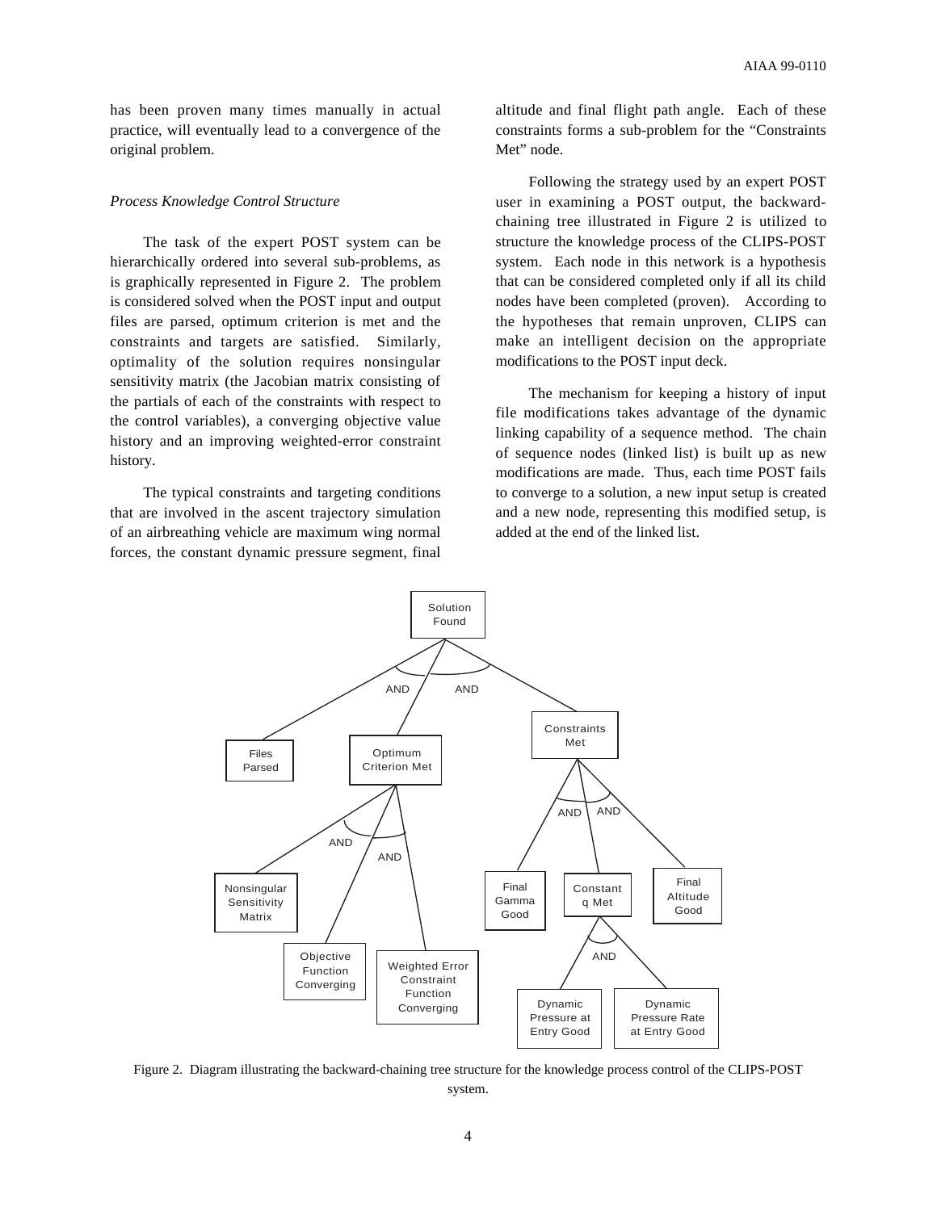has been proven many times manually in actual practice, will eventually lead to a convergence of the original problem.

*Process Knowledge Control Structure*

The task of the expert POST system can be hierarchically ordered into several sub-problems, as is graphically represented in Figure 2. The problem is considered solved when the POST input and output files are parsed, optimum criterion is met and the constraints and targets are satisfied. Similarly, optimality of the solution requires nonsingular sensitivity matrix (the Jacobian matrix consisting of the partials of each of the constraints with respect to the control variables), a converging objective value history and an improving weighted-error constraint history.

The typical constraints and targeting conditions that are involved in the ascent trajectory simulation of an airbreathing vehicle are maximum wing normal forces, the constant dynamic pressure segment, final altitude and final flight path angle. Each of these constraints forms a sub-problem for the "Constraints Met" node.

Following the strategy used by an expert POST user in examining a POST output, the backward-chaining tree illustrated in Figure 2 is utilized to structure the knowledge process of the CLIPS-POST system. Each node in this network is a hypothesis that can be considered completed only if all its child nodes have been completed (proven). According to the hypotheses that remain unproven, CLIPS can make an intelligent decision on the appropriate modifications to the POST input deck.

The mechanism for keeping a history of input file modifications takes advantage of the dynamic linking capability of a sequence method. The chain of sequence nodes (linked list) is built up as new modifications are made. Thus, each time POST fails to converge to a solution, a new input setup is created and a new node, representing this modified setup, is added at the end of the linked list.

Figure 2. Diagram illustrating the backward-chaining tree structure for the knowledge process control of the CLIPS-POST system.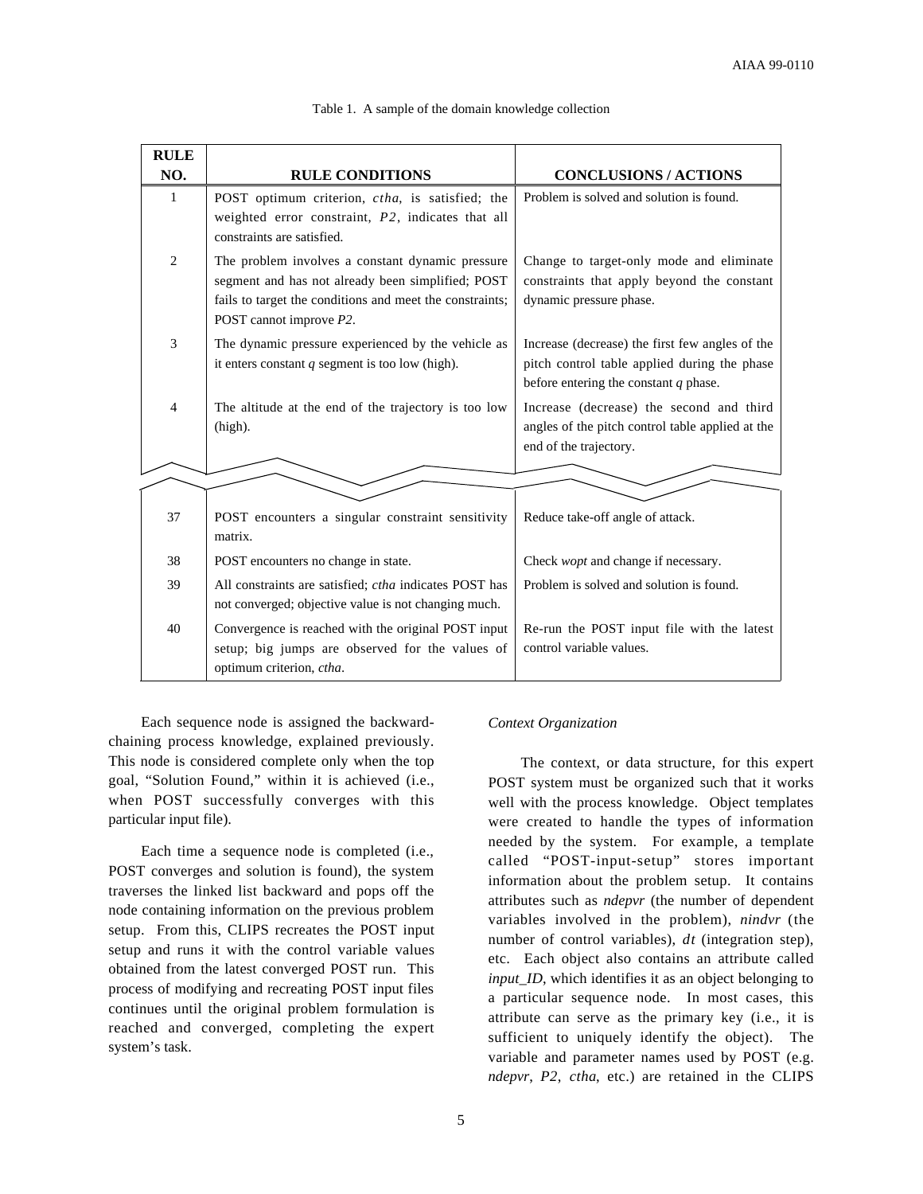Table 1. A sample of the domain knowledge collection

| RULE NO. | RULE CONDITIONS | CONCLUSIONS / ACTIONS |
|---|---|---|
| 1 | POST optimum criterion, *ctha*, is satisfied; the weighted error constraint, *P2*, indicates that all constraints are satisfied. | Problem is solved and solution is found. |
| 2 | The problem involves a constant dynamic pressure segment and has not already been simplified; POST fails to target the conditions and meet the constraints; POST cannot improve *P2*. | Change to target-only mode and eliminate constraints that apply beyond the constant dynamic pressure phase. |
| 3 | The dynamic pressure experienced by the vehicle as it enters constant *q* segment is too low (high). | Increase (decrease) the first few angles of the pitch control table applied during the phase before entering the constant *q* phase. |
| 4 | The altitude at the end of the trajectory is too low (high). | Increase (decrease) the second and third angles of the pitch control table applied at the end of the trajectory. |
| 37 | POST encounters a singular constraint sensitivity matrix. | Reduce take-off angle of attack. |
| 38 | POST encounters no change in state. | Check *wopt* and change if necessary. |
| 39 | All constraints are satisfied; *ctha* indicates POST has not converged; objective value is not changing much. | Problem is solved and solution is found. |
| 40 | Convergence is reached with the original POST input setup; big jumps are observed for the values of optimum criterion, *ctha*. | Re-run the POST input file with the latest control variable values. |

Each sequence node is assigned the backward-chaining process knowledge, explained previously. This node is considered complete only when the top goal, "Solution Found," within it is achieved (i.e., when POST successfully converges with this particular input file).

Each time a sequence node is completed (i.e., POST converges and solution is found), the system traverses the linked list backward and pops off the node containing information on the previous problem setup. From this, CLIPS recreates the POST input setup and runs it with the control variable values obtained from the latest converged POST run. This process of modifying and recreating POST input files continues until the original problem formulation is reached and converged, completing the expert system's task.

*Context Organization*

The context, or data structure, for this expert POST system must be organized such that it works well with the process knowledge. Object templates were created to handle the types of information needed by the system. For example, a template called "POST-input-setup" stores important information about the problem setup. It contains attributes such as *ndepvr* (the number of dependent variables involved in the problem), *nindvr* (the number of control variables), *dt* (integration step), etc. Each object also contains an attribute called *input_ID*, which identifies it as an object belonging to a particular sequence node. In most cases, this attribute can serve as the primary key (i.e., it is sufficient to uniquely identify the object). The variable and parameter names used by POST (e.g. *ndepvr*, *P2*, *ctha*, etc.) are retained in the CLIPS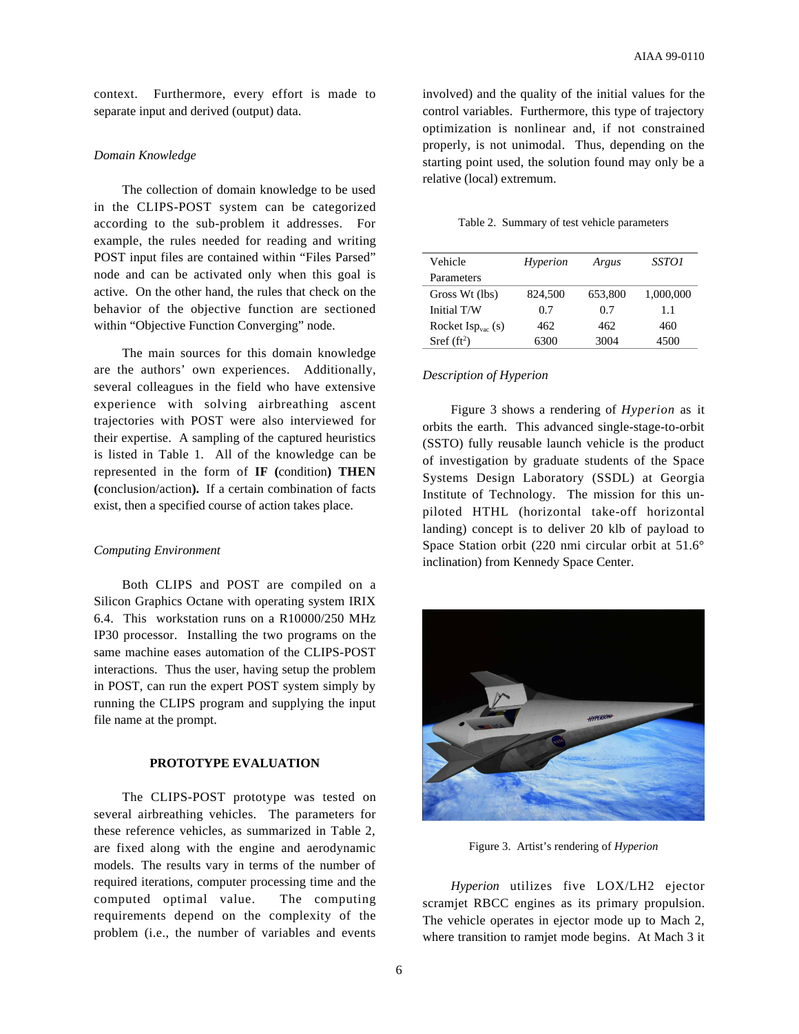context. Furthermore, every effort is made to separate input and derived (output) data.

*Domain Knowledge*

The collection of domain knowledge to be used in the CLIPS-POST system can be categorized according to the sub-problem it addresses. For example, the rules needed for reading and writing POST input files are contained within "Files Parsed" node and can be activated only when this goal is active. On the other hand, the rules that check on the behavior of the objective function are sectioned within "Objective Function Converging" node.

The main sources for this domain knowledge are the authors' own experiences. Additionally, several colleagues in the field who have extensive experience with solving airbreathing ascent trajectories with POST were also interviewed for their expertise. A sampling of the captured heuristics is listed in Table 1. All of the knowledge can be represented in the form of **IF (**condition**) THEN (**conclusion/action**).** If a certain combination of facts exist, then a specified course of action takes place.

*Computing Environment*

Both CLIPS and POST are compiled on a Silicon Graphics Octane with operating system IRIX 6.4. This workstation runs on a R10000/250 MHz IP30 processor. Installing the two programs on the same machine eases automation of the CLIPS-POST interactions. Thus the user, having setup the problem in POST, can run the expert POST system simply by running the CLIPS program and supplying the input file name at the prompt.

## PROTOTYPE EVALUATION

The CLIPS-POST prototype was tested on several airbreathing vehicles. The parameters for these reference vehicles, as summarized in Table 2, are fixed along with the engine and aerodynamic models. The results vary in terms of the number of required iterations, computer processing time and the computed optimal value. The computing requirements depend on the complexity of the problem (i.e., the number of variables and events involved) and the quality of the initial values for the control variables. Furthermore, this type of trajectory optimization is nonlinear and, if not constrained properly, is not unimodal. Thus, depending on the starting point used, the solution found may only be a relative (local) extremum.

Table 2. Summary of test vehicle parameters

| Vehicle Parameters | *Hyperion* | *Argus* | *SSTO1* |
|---|---|---|---|
| Gross Wt (lbs) | 824,500 | 653,800 | 1,000,000 |
| Initial T/W | 0.7 | 0.7 | 1.1 |
| Rocket $Isp_{vac}$ (s) | 462 | 462 | 460 |
| Sref ($ft^2$) | 6300 | 3004 | 4500 |

*Description of Hyperion*

Figure 3 shows a rendering of *Hyperion* as it orbits the earth. This advanced single-stage-to-orbit (SSTO) fully reusable launch vehicle is the product of investigation by graduate students of the Space Systems Design Laboratory (SSDL) at Georgia Institute of Technology. The mission for this un-piloted HTHL (horizontal take-off horizontal landing) concept is to deliver 20 klb of payload to Space Station orbit (220 nmi circular orbit at 51.6° inclination) from Kennedy Space Center.

Figure 3. Artist's rendering of *Hyperion*

*Hyperion* utilizes five LOX/LH2 ejector scramjet RBCC engines as its primary propulsion. The vehicle operates in ejector mode up to Mach 2, where transition to ramjet mode begins. At Mach 3 it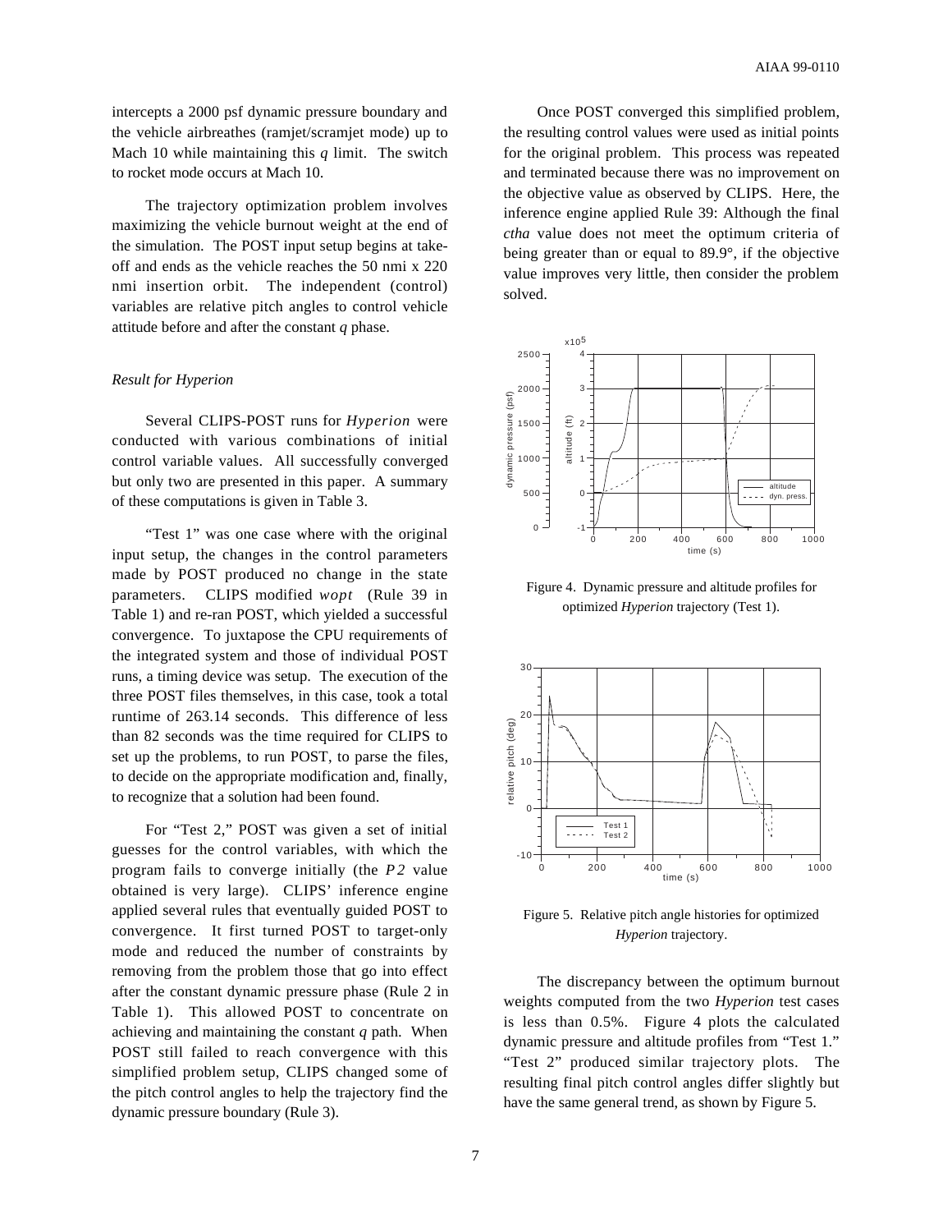intercepts a 2000 psf dynamic pressure boundary and the vehicle airbreathes (ramjet/scramjet mode) up to Mach 10 while maintaining this $q$ limit. The switch to rocket mode occurs at Mach 10.

The trajectory optimization problem involves maximizing the vehicle burnout weight at the end of the simulation. The POST input setup begins at take-off and ends as the vehicle reaches the 50 nmi x 220 nmi insertion orbit. The independent (control) variables are relative pitch angles to control vehicle attitude before and after the constant $q$ phase.

### *Result for Hyperion*

Several CLIPS-POST runs for *Hyperion* were conducted with various combinations of initial control variable values. All successfully converged but only two are presented in this paper. A summary of these computations is given in Table 3.

"Test 1" was one case where with the original input setup, the changes in the control parameters made by POST produced no change in the state parameters. CLIPS modified *wopt* (Rule 39 in Table 1) and re-ran POST, which yielded a successful convergence. To juxtapose the CPU requirements of the integrated system and those of individual POST runs, a timing device was setup. The execution of the three POST files themselves, in this case, took a total runtime of 263.14 seconds. This difference of less than 82 seconds was the time required for CLIPS to set up the problems, to run POST, to parse the files, to decide on the appropriate modification and, finally, to recognize that a solution had been found.

For "Test 2," POST was given a set of initial guesses for the control variables, with which the program fails to converge initially (the $P2$ value obtained is very large). CLIPS' inference engine applied several rules that eventually guided POST to convergence. It first turned POST to target-only mode and reduced the number of constraints by removing from the problem those that go into effect after the constant dynamic pressure phase (Rule 2 in Table 1). This allowed POST to concentrate on achieving and maintaining the constant $q$ path. When POST still failed to reach convergence with this simplified problem setup, CLIPS changed some of the pitch control angles to help the trajectory find the dynamic pressure boundary (Rule 3).

Once POST converged this simplified problem, the resulting control values were used as initial points for the original problem. This process was repeated and terminated because there was no improvement on the objective value as observed by CLIPS. Here, the inference engine applied Rule 39: Although the final *ctha* value does not meet the optimum criteria of being greater than or equal to 89.9°, if the objective value improves very little, then consider the problem solved.

Figure 4. Dynamic pressure and altitude profiles for optimized *Hyperion* trajectory (Test 1).

Figure 5. Relative pitch angle histories for optimized *Hyperion* trajectory.

The discrepancy between the optimum burnout weights computed from the two *Hyperion* test cases is less than 0.5%. Figure 4 plots the calculated dynamic pressure and altitude profiles from "Test 1." "Test 2" produced similar trajectory plots. The resulting final pitch control angles differ slightly but have the same general trend, as shown by Figure 5.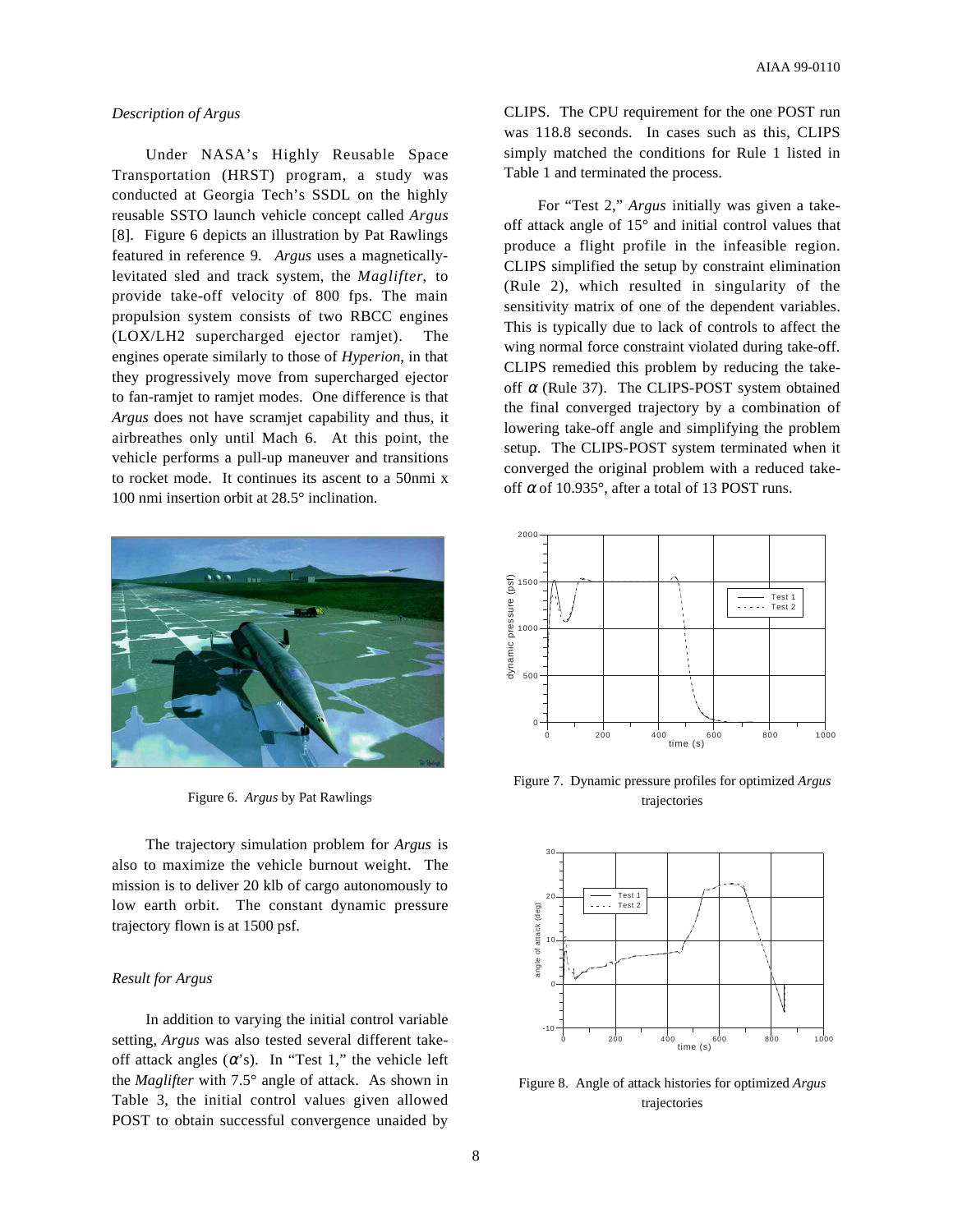### *Description of Argus*

Under NASA's Highly Reusable Space Transportation (HRST) program, a study was conducted at Georgia Tech's SSDL on the highly reusable SSTO launch vehicle concept called *Argus* [8]. Figure 6 depicts an illustration by Pat Rawlings featured in reference 9. *Argus* uses a magnetically-levitated sled and track system, the *Maglifter*, to provide take-off velocity of 800 fps. The main propulsion system consists of two RBCC engines (LOX/LH2 supercharged ejector ramjet). The engines operate similarly to those of *Hyperion*, in that they progressively move from supercharged ejector to fan-ramjet to ramjet modes. One difference is that *Argus* does not have scramjet capability and thus, it airbreathes only until Mach 6. At this point, the vehicle performs a pull-up maneuver and transitions to rocket mode. It continues its ascent to a 50nmi x 100 nmi insertion orbit at 28.5° inclination.

Figure 6. *Argus* by Pat Rawlings

The trajectory simulation problem for *Argus* is also to maximize the vehicle burnout weight. The mission is to deliver 20 klb of cargo autonomously to low earth orbit. The constant dynamic pressure trajectory flown is at 1500 psf.

### *Result for Argus*

In addition to varying the initial control variable setting, *Argus* was also tested several different take-off attack angles ($\alpha$'s). In "Test 1," the vehicle left the *Maglifter* with 7.5° angle of attack. As shown in Table 3, the initial control values given allowed POST to obtain successful convergence unaided by CLIPS. The CPU requirement for the one POST run was 118.8 seconds. In cases such as this, CLIPS simply matched the conditions for Rule 1 listed in Table 1 and terminated the process.

For "Test 2," *Argus* initially was given a take-off attack angle of 15° and initial control values that produce a flight profile in the infeasible region. CLIPS simplified the setup by constraint elimination (Rule 2), which resulted in singularity of the sensitivity matrix of one of the dependent variables. This is typically due to lack of controls to affect the wing normal force constraint violated during take-off. CLIPS remedied this problem by reducing the take-off $\alpha$ (Rule 37). The CLIPS-POST system obtained the final converged trajectory by a combination of lowering take-off angle and simplifying the problem setup. The CLIPS-POST system terminated when it converged the original problem with a reduced take-off $\alpha$ of 10.935°, after a total of 13 POST runs.

Figure 7. Dynamic pressure profiles for optimized *Argus* trajectories

Figure 8. Angle of attack histories for optimized *Argus* trajectories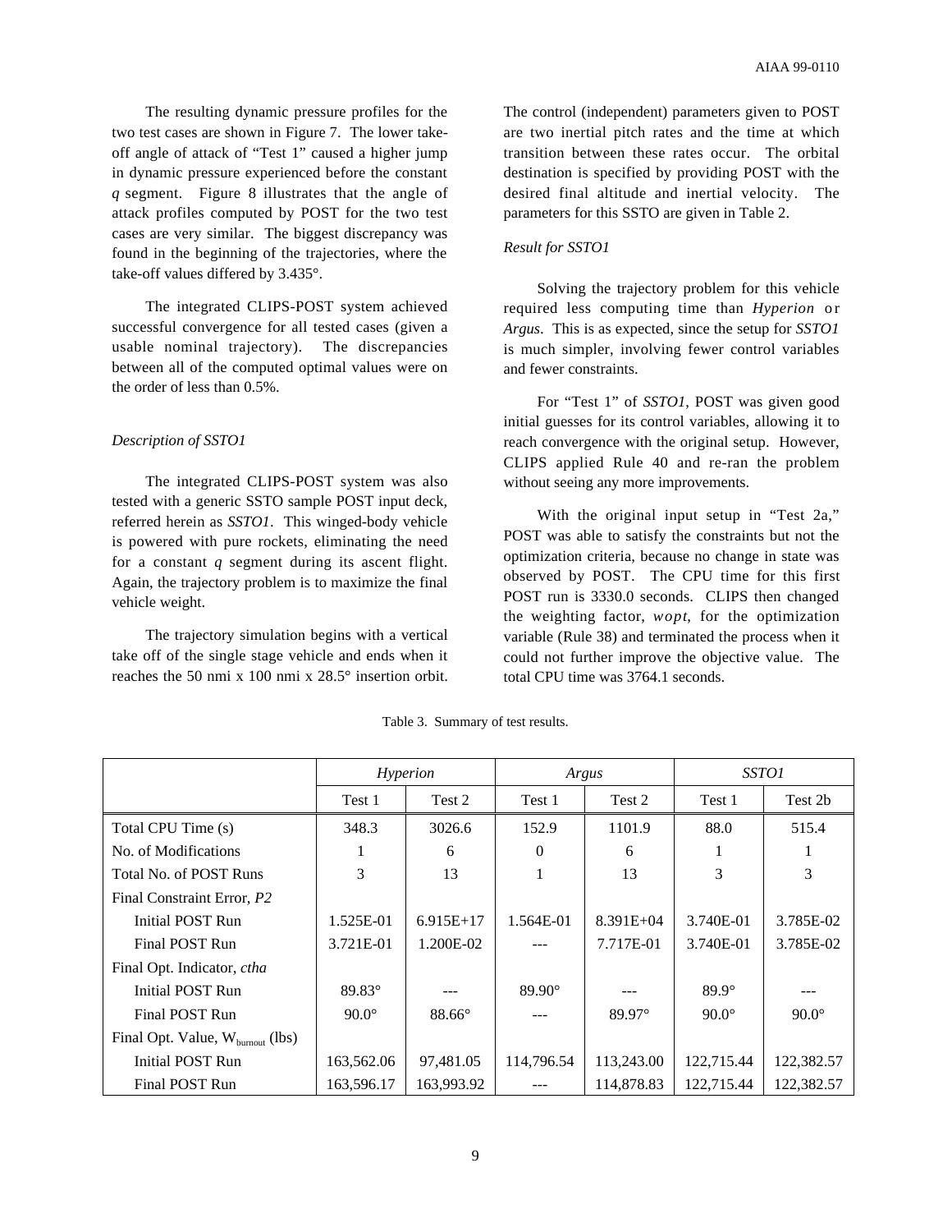The resulting dynamic pressure profiles for the two test cases are shown in Figure 7. The lower take-off angle of attack of "Test 1" caused a higher jump in dynamic pressure experienced before the constant *q* segment. Figure 8 illustrates that the angle of attack profiles computed by POST for the two test cases are very similar. The biggest discrepancy was found in the beginning of the trajectories, where the take-off values differed by 3.435°.

The integrated CLIPS-POST system achieved successful convergence for all tested cases (given a usable nominal trajectory). The discrepancies between all of the computed optimal values were on the order of less than 0.5%.

*Description of SSTO1*

The integrated CLIPS-POST system was also tested with a generic SSTO sample POST input deck, referred herein as *SSTO1*. This winged-body vehicle is powered with pure rockets, eliminating the need for a constant *q* segment during its ascent flight. Again, the trajectory problem is to maximize the final vehicle weight.

The trajectory simulation begins with a vertical take off of the single stage vehicle and ends when it reaches the 50 nmi x 100 nmi x 28.5° insertion orbit. The control (independent) parameters given to POST are two inertial pitch rates and the time at which transition between these rates occur. The orbital destination is specified by providing POST with the desired final altitude and inertial velocity. The parameters for this SSTO are given in Table 2.

*Result for SSTO1*

Solving the trajectory problem for this vehicle required less computing time than *Hyperion* or *Argus*. This is as expected, since the setup for *SSTO1* is much simpler, involving fewer control variables and fewer constraints.

For "Test 1" of *SSTO1*, POST was given good initial guesses for its control variables, allowing it to reach convergence with the original setup. However, CLIPS applied Rule 40 and re-ran the problem without seeing any more improvements.

With the original input setup in "Test 2a," POST was able to satisfy the constraints but not the optimization criteria, because no change in state was observed by POST. The CPU time for this first POST run is 3330.0 seconds. CLIPS then changed the weighting factor, *wopt*, for the optimization variable (Rule 38) and terminated the process when it could not further improve the objective value. The total CPU time was 3764.1 seconds.

Table 3. Summary of test results.

| | *Hyperion* | | *Argus* | | *SSTO1* | |
|---|---|---|---|---|---|---|
| | Test 1 | Test 2 | Test 1 | Test 2 | Test 1 | Test 2b |
| Total CPU Time (s) | 348.3 | 3026.6 | 152.9 | 1101.9 | 88.0 | 515.4 |
| No. of Modifications | 1 | 6 | 0 | 6 | 1 | 1 |
| Total No. of POST Runs | 3 | 13 | 1 | 13 | 3 | 3 |
| Final Constraint Error, *P2* | | | | | | |
| Initial POST Run | 1.525E-01 | 6.915E+17 | 1.564E-01 | 8.391E+04 | 3.740E-01 | 3.785E-02 |
| Final POST Run | 3.721E-01 | 1.200E-02 | --- | 7.717E-01 | 3.740E-01 | 3.785E-02 |
| Final Opt. Indicator, *ctha* | | | | | | |
| Initial POST Run | 89.83° | --- | 89.90° | --- | 89.9° | --- |
| Final POST Run | 90.0° | 88.66° | --- | 89.97° | 90.0° | 90.0° |
| Final Opt. Value, $W_{burnout}$ (lbs) | | | | | | |
| Initial POST Run | 163,562.06 | 97,481.05 | 114,796.54 | 113,243.00 | 122,715.44 | 122,382.57 |
| Final POST Run | 163,596.17 | 163,993.92 | --- | 114,878.83 | 122,715.44 | 122,382.57 |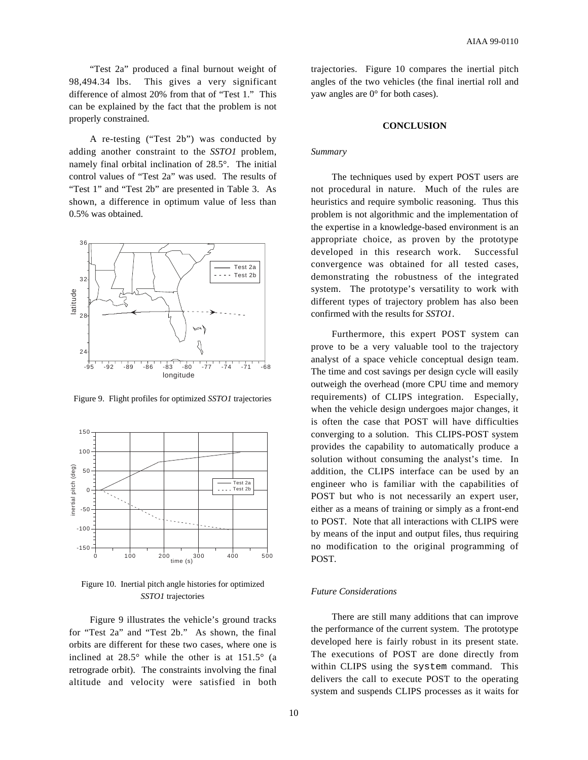"Test 2a" produced a final burnout weight of 98,494.34 lbs. This gives a very significant difference of almost 20% from that of "Test 1." This can be explained by the fact that the problem is not properly constrained.

A re-testing ("Test 2b") was conducted by adding another constraint to the *SSTO1* problem, namely final orbital inclination of 28.5°. The initial control values of "Test 2a" was used. The results of "Test 1" and "Test 2b" are presented in Table 3. As shown, a difference in optimum value of less than 0.5% was obtained.

Figure 9. Flight profiles for optimized *SSTO1* trajectories

Figure 10. Inertial pitch angle histories for optimized *SSTO1* trajectories

Figure 9 illustrates the vehicle's ground tracks for "Test 2a" and "Test 2b." As shown, the final orbits are different for these two cases, where one is inclined at 28.5° while the other is at 151.5° (a retrograde orbit). The constraints involving the final altitude and velocity were satisfied in both trajectories. Figure 10 compares the inertial pitch angles of the two vehicles (the final inertial roll and yaw angles are 0° for both cases).

## CONCLUSION

### *Summary*

The techniques used by expert POST users are not procedural in nature. Much of the rules are heuristics and require symbolic reasoning. Thus this problem is not algorithmic and the implementation of the expertise in a knowledge-based environment is an appropriate choice, as proven by the prototype developed in this research work. Successful convergence was obtained for all tested cases, demonstrating the robustness of the integrated system. The prototype's versatility to work with different types of trajectory problem has also been confirmed with the results for *SSTO1*.

Furthermore, this expert POST system can prove to be a very valuable tool to the trajectory analyst of a space vehicle conceptual design team. The time and cost savings per design cycle will easily outweigh the overhead (more CPU time and memory requirements) of CLIPS integration. Especially, when the vehicle design undergoes major changes, it is often the case that POST will have difficulties converging to a solution. This CLIPS-POST system provides the capability to automatically produce a solution without consuming the analyst's time. In addition, the CLIPS interface can be used by an engineer who is familiar with the capabilities of POST but who is not necessarily an expert user, either as a means of training or simply as a front-end to POST. Note that all interactions with CLIPS were by means of the input and output files, thus requiring no modification to the original programming of POST.

### *Future Considerations*

There are still many additions that can improve the performance of the current system. The prototype developed here is fairly robust in its present state. The executions of POST are done directly from within CLIPS using the `system` command. This delivers the call to execute POST to the operating system and suspends CLIPS processes as it waits for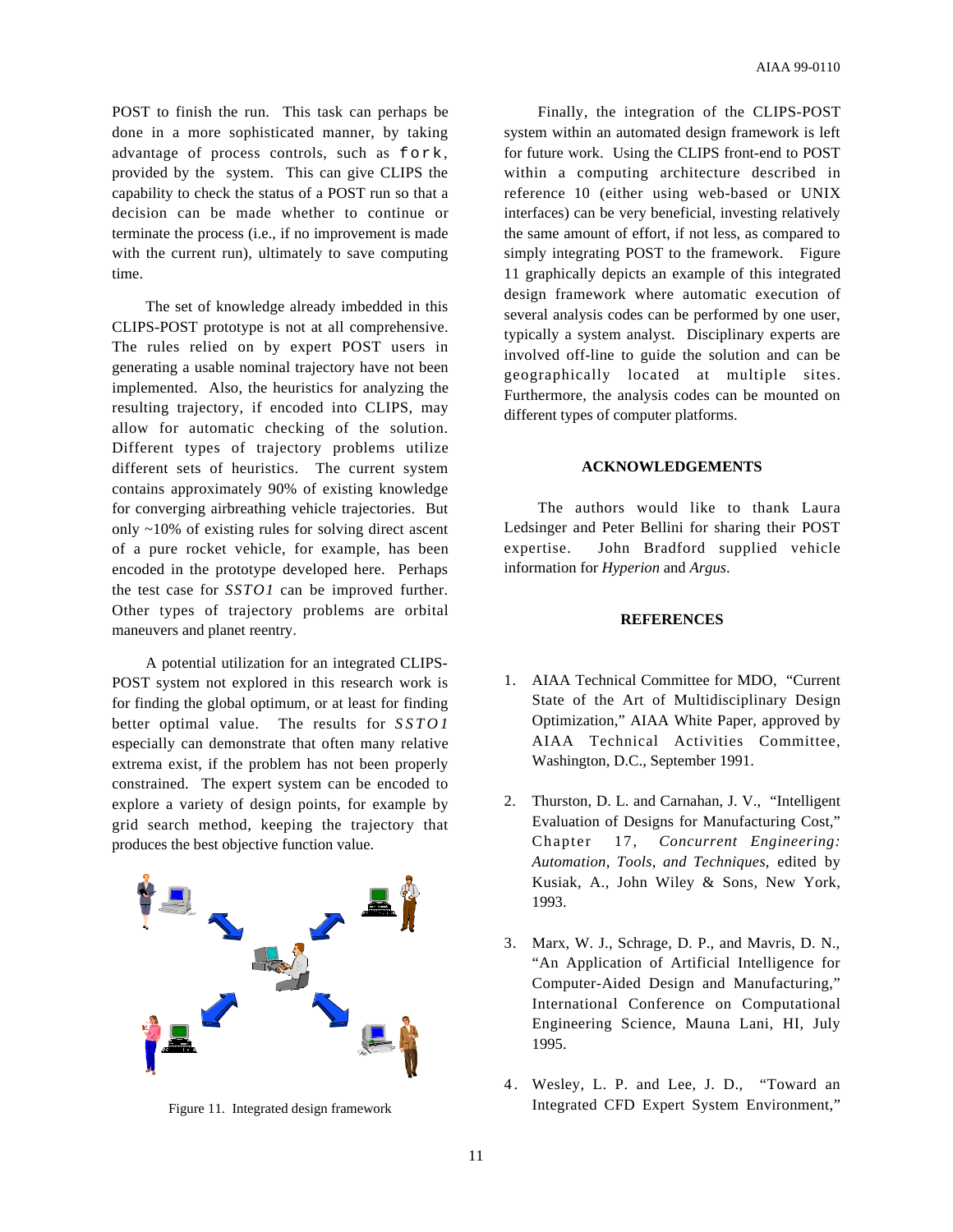POST to finish the run. This task can perhaps be done in a more sophisticated manner, by taking advantage of process controls, such as `fork`, provided by the system. This can give CLIPS the capability to check the status of a POST run so that a decision can be made whether to continue or terminate the process (i.e., if no improvement is made with the current run), ultimately to save computing time.

The set of knowledge already imbedded in this CLIPS-POST prototype is not at all comprehensive. The rules relied on by expert POST users in generating a usable nominal trajectory have not been implemented. Also, the heuristics for analyzing the resulting trajectory, if encoded into CLIPS, may allow for automatic checking of the solution. Different types of trajectory problems utilize different sets of heuristics. The current system contains approximately 90% of existing knowledge for converging airbreathing vehicle trajectories. But only ~10% of existing rules for solving direct ascent of a pure rocket vehicle, for example, has been encoded in the prototype developed here. Perhaps the test case for *SSTO1* can be improved further. Other types of trajectory problems are orbital maneuvers and planet reentry.

A potential utilization for an integrated CLIPS-POST system not explored in this research work is for finding the global optimum, or at least for finding better optimal value. The results for *SSTO1* especially can demonstrate that often many relative extrema exist, if the problem has not been properly constrained. The expert system can be encoded to explore a variety of design points, for example by grid search method, keeping the trajectory that produces the best objective function value.

Figure 11. Integrated design framework

Finally, the integration of the CLIPS-POST system within an automated design framework is left for future work. Using the CLIPS front-end to POST within a computing architecture described in reference 10 (either using web-based or UNIX interfaces) can be very beneficial, investing relatively the same amount of effort, if not less, as compared to simply integrating POST to the framework. Figure 11 graphically depicts an example of this integrated design framework where automatic execution of several analysis codes can be performed by one user, typically a system analyst. Disciplinary experts are involved off-line to guide the solution and can be geographically located at multiple sites. Furthermore, the analysis codes can be mounted on different types of computer platforms.

## ACKNOWLEDGEMENTS

The authors would like to thank Laura Ledsinger and Peter Bellini for sharing their POST expertise. John Bradford supplied vehicle information for *Hyperion* and *Argus*.

## REFERENCES

1. AIAA Technical Committee for MDO, "Current State of the Art of Multidisciplinary Design Optimization," AIAA White Paper, approved by AIAA Technical Activities Committee, Washington, D.C., September 1991.

2. Thurston, D. L. and Carnahan, J. V., "Intelligent Evaluation of Designs for Manufacturing Cost," Chapter 17, *Concurrent Engineering: Automation, Tools, and Techniques*, edited by Kusiak, A., John Wiley & Sons, New York, 1993.

3. Marx, W. J., Schrage, D. P., and Mavris, D. N., "An Application of Artificial Intelligence for Computer-Aided Design and Manufacturing," International Conference on Computational Engineering Science, Mauna Lani, HI, July 1995.

4. Wesley, L. P. and Lee, J. D., "Toward an Integrated CFD Expert System Environment,"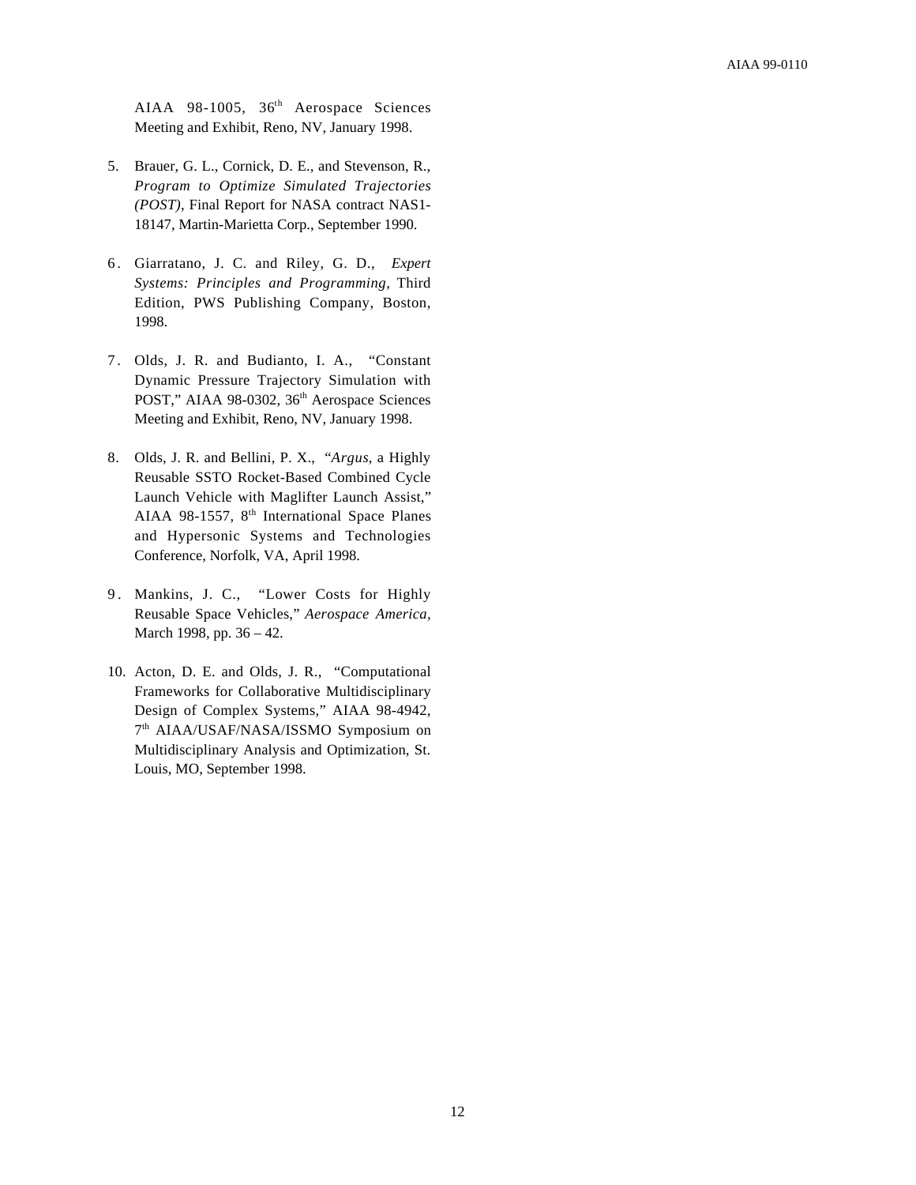AIAA 98-1005, 36th Aerospace Sciences Meeting and Exhibit, Reno, NV, January 1998.

5. Brauer, G. L., Cornick, D. E., and Stevenson, R., *Program to Optimize Simulated Trajectories (POST)*, Final Report for NASA contract NAS1-18147, Martin-Marietta Corp., September 1990.

6. Giarratano, J. C. and Riley, G. D., *Expert Systems: Principles and Programming*, Third Edition, PWS Publishing Company, Boston, 1998.

7. Olds, J. R. and Budianto, I. A., "Constant Dynamic Pressure Trajectory Simulation with POST," AIAA 98-0302, 36th Aerospace Sciences Meeting and Exhibit, Reno, NV, January 1998.

8. Olds, J. R. and Bellini, P. X., "*Argus*, a Highly Reusable SSTO Rocket-Based Combined Cycle Launch Vehicle with Maglifter Launch Assist," AIAA 98-1557, 8th International Space Planes and Hypersonic Systems and Technologies Conference, Norfolk, VA, April 1998.

9. Mankins, J. C., "Lower Costs for Highly Reusable Space Vehicles," *Aerospace America*, March 1998, pp. 36 – 42.

10. Acton, D. E. and Olds, J. R., "Computational Frameworks for Collaborative Multidisciplinary Design of Complex Systems," AIAA 98-4942, 7th AIAA/USAF/NASA/ISSMO Symposium on Multidisciplinary Analysis and Optimization, St. Louis, MO, September 1998.